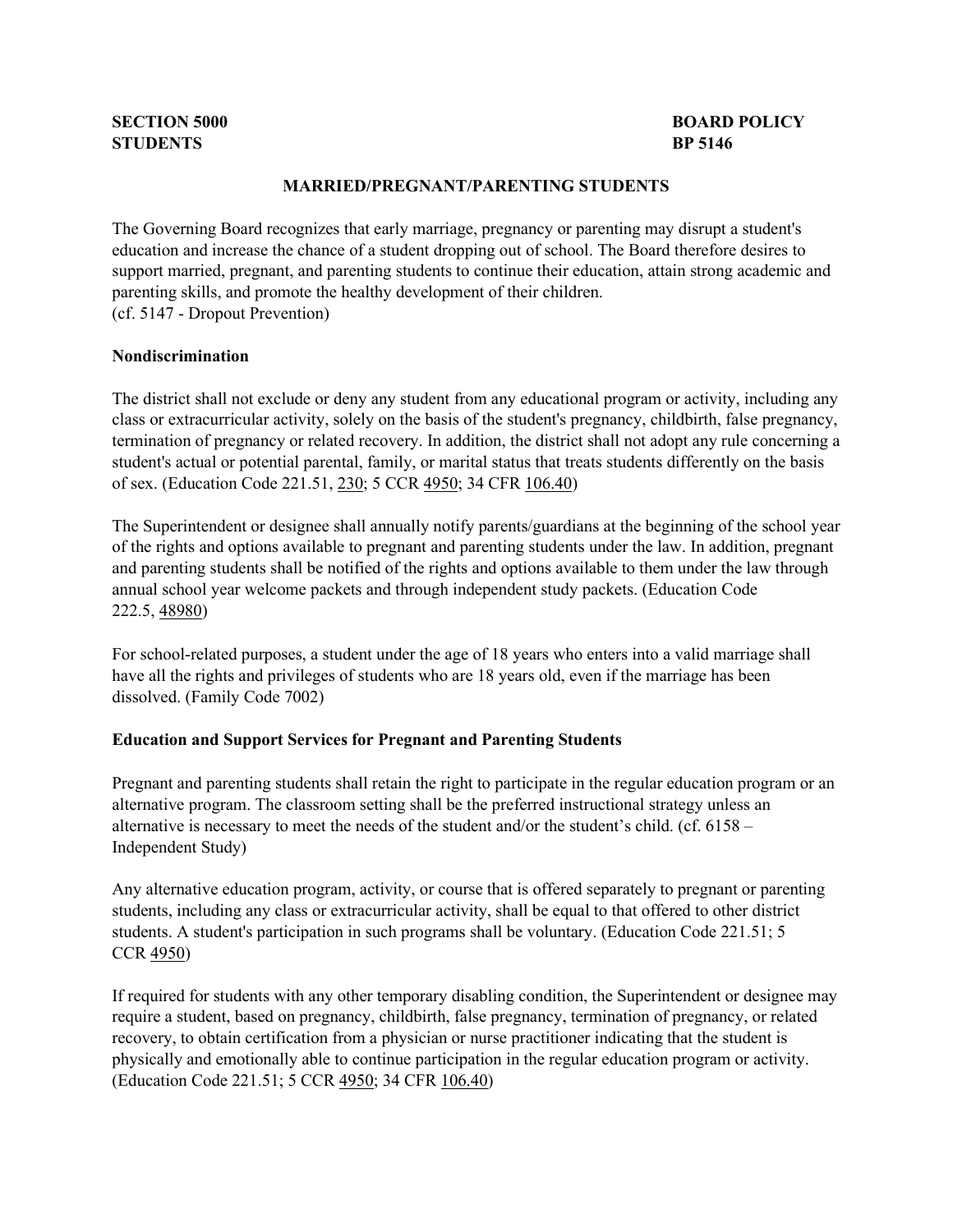**SECTION 5000** **BOARD POLICY**
**STUDENTS** **BP 5146**

## MARRIED/PREGNANT/PARENTING STUDENTS

The Governing Board recognizes that early marriage, pregnancy or parenting may disrupt a student's education and increase the chance of a student dropping out of school. The Board therefore desires to support married, pregnant, and parenting students to continue their education, attain strong academic and parenting skills, and promote the healthy development of their children.
(cf. 5147 - Dropout Prevention)

### Nondiscrimination

The district shall not exclude or deny any student from any educational program or activity, including any class or extracurricular activity, solely on the basis of the student's pregnancy, childbirth, false pregnancy, termination of pregnancy or related recovery. In addition, the district shall not adopt any rule concerning a student's actual or potential parental, family, or marital status that treats students differently on the basis of sex. (Education Code 221.51, 230; 5 CCR 4950; 34 CFR 106.40)

The Superintendent or designee shall annually notify parents/guardians at the beginning of the school year of the rights and options available to pregnant and parenting students under the law. In addition, pregnant and parenting students shall be notified of the rights and options available to them under the law through annual school year welcome packets and through independent study packets. (Education Code 222.5, 48980)

For school-related purposes, a student under the age of 18 years who enters into a valid marriage shall have all the rights and privileges of students who are 18 years old, even if the marriage has been dissolved. (Family Code 7002)

### Education and Support Services for Pregnant and Parenting Students

Pregnant and parenting students shall retain the right to participate in the regular education program or an alternative program. The classroom setting shall be the preferred instructional strategy unless an alternative is necessary to meet the needs of the student and/or the student's child. (cf. 6158 – Independent Study)

Any alternative education program, activity, or course that is offered separately to pregnant or parenting students, including any class or extracurricular activity, shall be equal to that offered to other district students. A student's participation in such programs shall be voluntary. (Education Code 221.51; 5 CCR 4950)

If required for students with any other temporary disabling condition, the Superintendent or designee may require a student, based on pregnancy, childbirth, false pregnancy, termination of pregnancy, or related recovery, to obtain certification from a physician or nurse practitioner indicating that the student is physically and emotionally able to continue participation in the regular education program or activity. (Education Code 221.51; 5 CCR 4950; 34 CFR 106.40)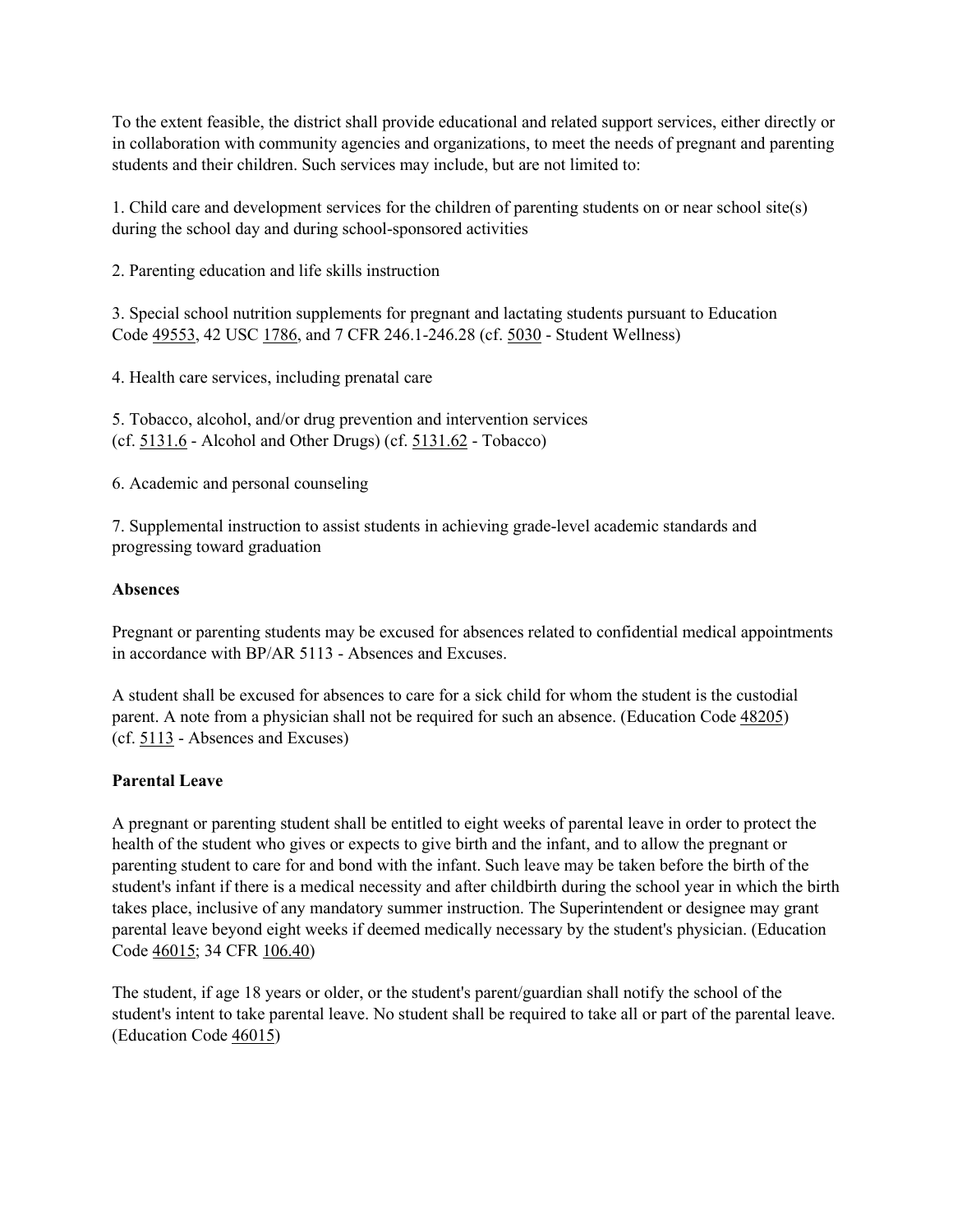To the extent feasible, the district shall provide educational and related support services, either directly or in collaboration with community agencies and organizations, to meet the needs of pregnant and parenting students and their children. Such services may include, but are not limited to:

1. Child care and development services for the children of parenting students on or near school site(s) during the school day and during school-sponsored activities

2. Parenting education and life skills instruction

3. Special school nutrition supplements for pregnant and lactating students pursuant to Education Code 49553, 42 USC 1786, and 7 CFR 246.1-246.28 (cf. 5030 - Student Wellness)

4. Health care services, including prenatal care

5. Tobacco, alcohol, and/or drug prevention and intervention services (cf. 5131.6 - Alcohol and Other Drugs) (cf. 5131.62 - Tobacco)

6. Academic and personal counseling

7. Supplemental instruction to assist students in achieving grade-level academic standards and progressing toward graduation

**Absences**

Pregnant or parenting students may be excused for absences related to confidential medical appointments in accordance with BP/AR 5113 - Absences and Excuses.

A student shall be excused for absences to care for a sick child for whom the student is the custodial parent. A note from a physician shall not be required for such an absence. (Education Code 48205) (cf. 5113 - Absences and Excuses)

**Parental Leave**

A pregnant or parenting student shall be entitled to eight weeks of parental leave in order to protect the health of the student who gives or expects to give birth and the infant, and to allow the pregnant or parenting student to care for and bond with the infant. Such leave may be taken before the birth of the student's infant if there is a medical necessity and after childbirth during the school year in which the birth takes place, inclusive of any mandatory summer instruction. The Superintendent or designee may grant parental leave beyond eight weeks if deemed medically necessary by the student's physician. (Education Code 46015; 34 CFR 106.40)

The student, if age 18 years or older, or the student's parent/guardian shall notify the school of the student's intent to take parental leave. No student shall be required to take all or part of the parental leave. (Education Code 46015)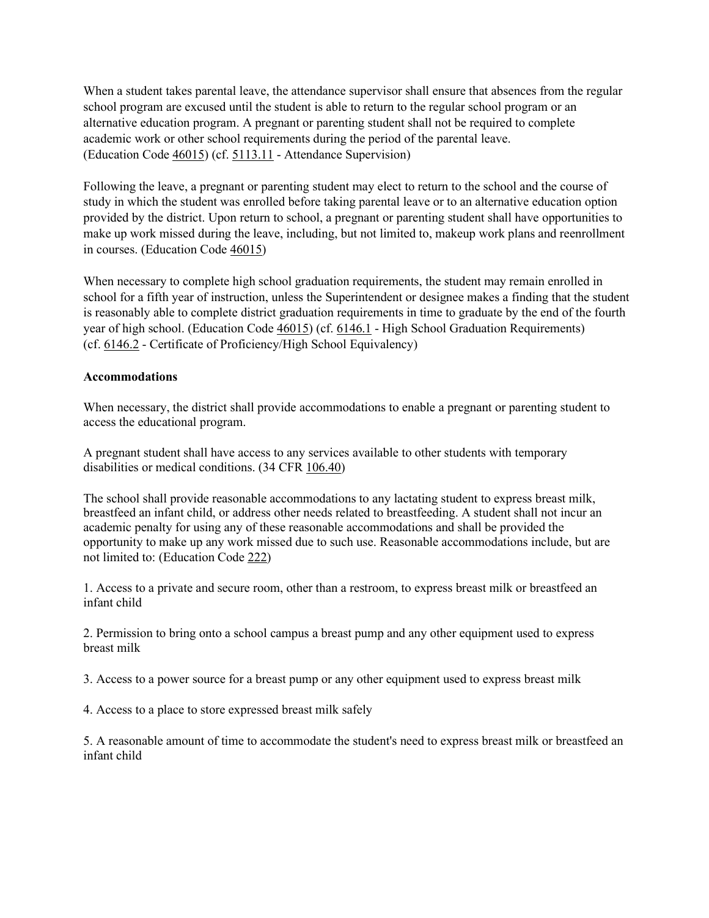When a student takes parental leave, the attendance supervisor shall ensure that absences from the regular school program are excused until the student is able to return to the regular school program or an alternative education program. A pregnant or parenting student shall not be required to complete academic work or other school requirements during the period of the parental leave. (Education Code 46015) (cf. 5113.11 - Attendance Supervision)

Following the leave, a pregnant or parenting student may elect to return to the school and the course of study in which the student was enrolled before taking parental leave or to an alternative education option provided by the district. Upon return to school, a pregnant or parenting student shall have opportunities to make up work missed during the leave, including, but not limited to, makeup work plans and reenrollment in courses. (Education Code 46015)

When necessary to complete high school graduation requirements, the student may remain enrolled in school for a fifth year of instruction, unless the Superintendent or designee makes a finding that the student is reasonably able to complete district graduation requirements in time to graduate by the end of the fourth year of high school. (Education Code 46015) (cf. 6146.1 - High School Graduation Requirements) (cf. 6146.2 - Certificate of Proficiency/High School Equivalency)

**Accommodations**

When necessary, the district shall provide accommodations to enable a pregnant or parenting student to access the educational program.

A pregnant student shall have access to any services available to other students with temporary disabilities or medical conditions. (34 CFR 106.40)

The school shall provide reasonable accommodations to any lactating student to express breast milk, breastfeed an infant child, or address other needs related to breastfeeding. A student shall not incur an academic penalty for using any of these reasonable accommodations and shall be provided the opportunity to make up any work missed due to such use. Reasonable accommodations include, but are not limited to: (Education Code 222)

1. Access to a private and secure room, other than a restroom, to express breast milk or breastfeed an infant child

2. Permission to bring onto a school campus a breast pump and any other equipment used to express breast milk

3. Access to a power source for a breast pump or any other equipment used to express breast milk

4. Access to a place to store expressed breast milk safely

5. A reasonable amount of time to accommodate the student's need to express breast milk or breastfeed an infant child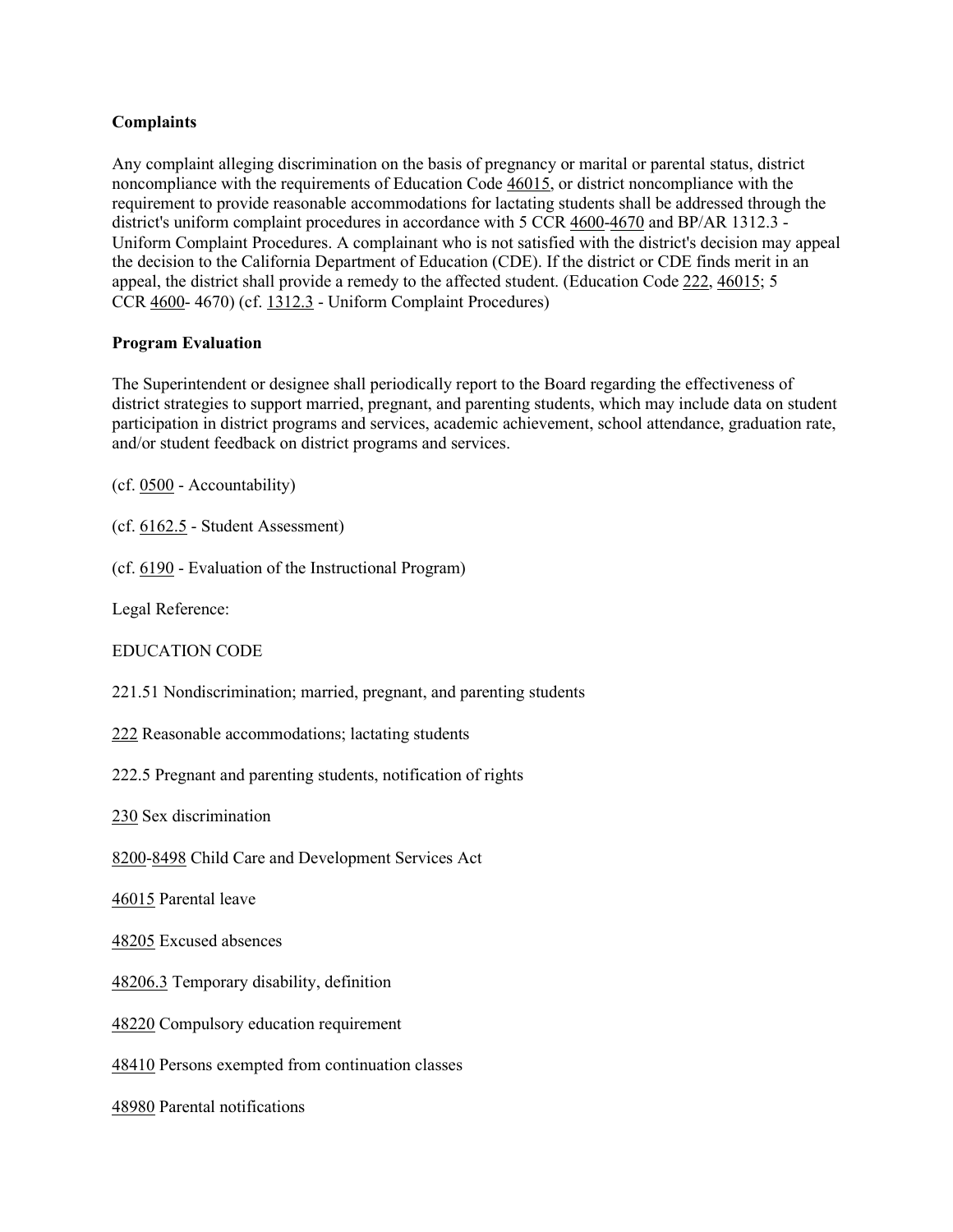**Complaints**

Any complaint alleging discrimination on the basis of pregnancy or marital or parental status, district noncompliance with the requirements of Education Code 46015, or district noncompliance with the requirement to provide reasonable accommodations for lactating students shall be addressed through the district's uniform complaint procedures in accordance with 5 CCR 4600-4670 and BP/AR 1312.3 - Uniform Complaint Procedures. A complainant who is not satisfied with the district's decision may appeal the decision to the California Department of Education (CDE). If the district or CDE finds merit in an appeal, the district shall provide a remedy to the affected student. (Education Code 222, 46015; 5 CCR 4600- 4670) (cf. 1312.3 - Uniform Complaint Procedures)

**Program Evaluation**

The Superintendent or designee shall periodically report to the Board regarding the effectiveness of district strategies to support married, pregnant, and parenting students, which may include data on student participation in district programs and services, academic achievement, school attendance, graduation rate, and/or student feedback on district programs and services.

(cf. 0500 - Accountability)

(cf. 6162.5 - Student Assessment)

(cf. 6190 - Evaluation of the Instructional Program)

Legal Reference:

EDUCATION CODE

221.51 Nondiscrimination; married, pregnant, and parenting students

222 Reasonable accommodations; lactating students

222.5 Pregnant and parenting students, notification of rights

230 Sex discrimination

8200-8498 Child Care and Development Services Act

46015 Parental leave

48205 Excused absences

48206.3 Temporary disability, definition

48220 Compulsory education requirement

48410 Persons exempted from continuation classes

48980 Parental notifications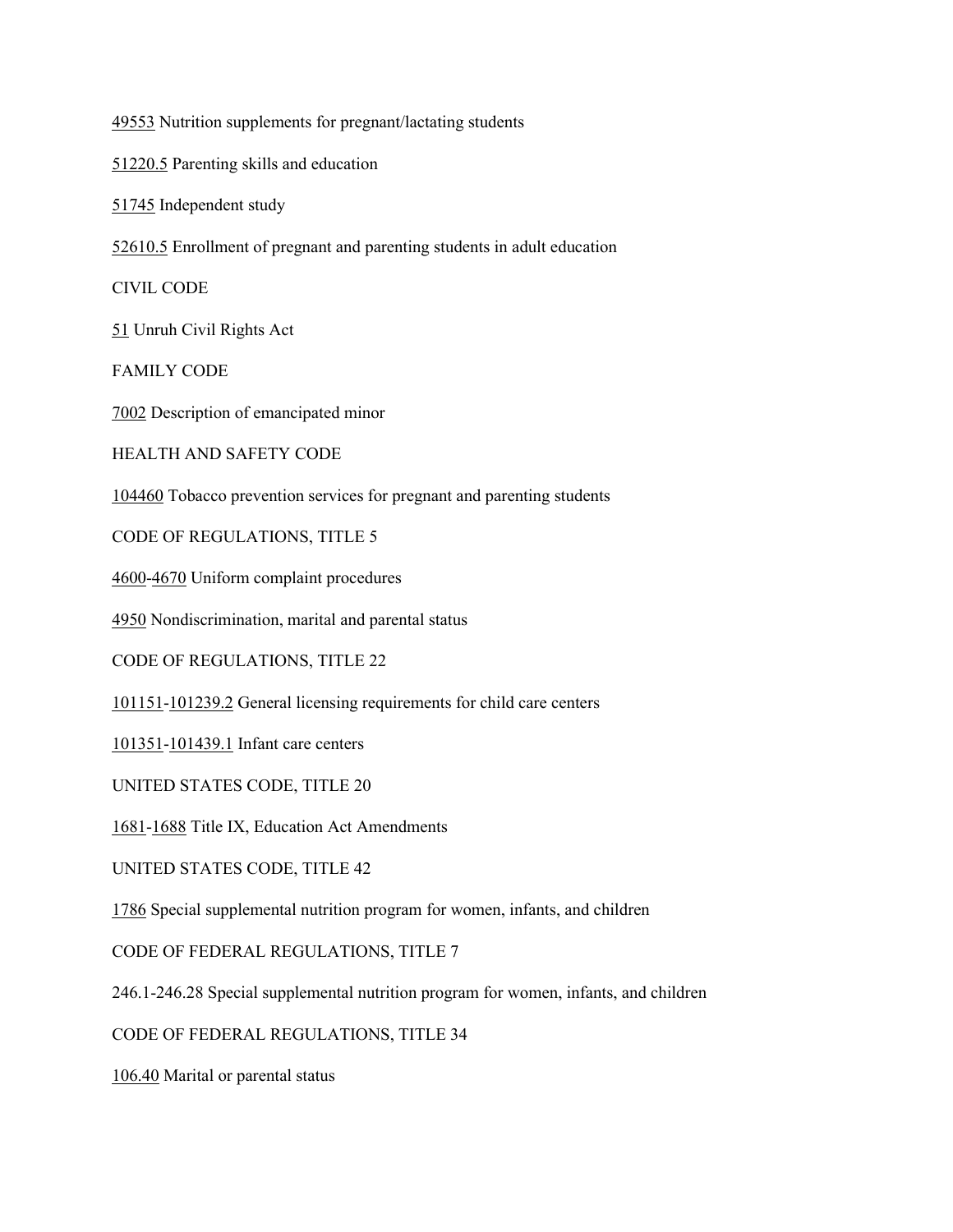49553 Nutrition supplements for pregnant/lactating students

51220.5 Parenting skills and education

51745 Independent study

52610.5 Enrollment of pregnant and parenting students in adult education

CIVIL CODE

51 Unruh Civil Rights Act

FAMILY CODE

7002 Description of emancipated minor

HEALTH AND SAFETY CODE

104460 Tobacco prevention services for pregnant and parenting students

CODE OF REGULATIONS, TITLE 5

4600-4670 Uniform complaint procedures

4950 Nondiscrimination, marital and parental status

CODE OF REGULATIONS, TITLE 22

101151-101239.2 General licensing requirements for child care centers

101351-101439.1 Infant care centers

UNITED STATES CODE, TITLE 20

1681-1688 Title IX, Education Act Amendments

UNITED STATES CODE, TITLE 42

1786 Special supplemental nutrition program for women, infants, and children

CODE OF FEDERAL REGULATIONS, TITLE 7

246.1-246.28 Special supplemental nutrition program for women, infants, and children

CODE OF FEDERAL REGULATIONS, TITLE 34

106.40 Marital or parental status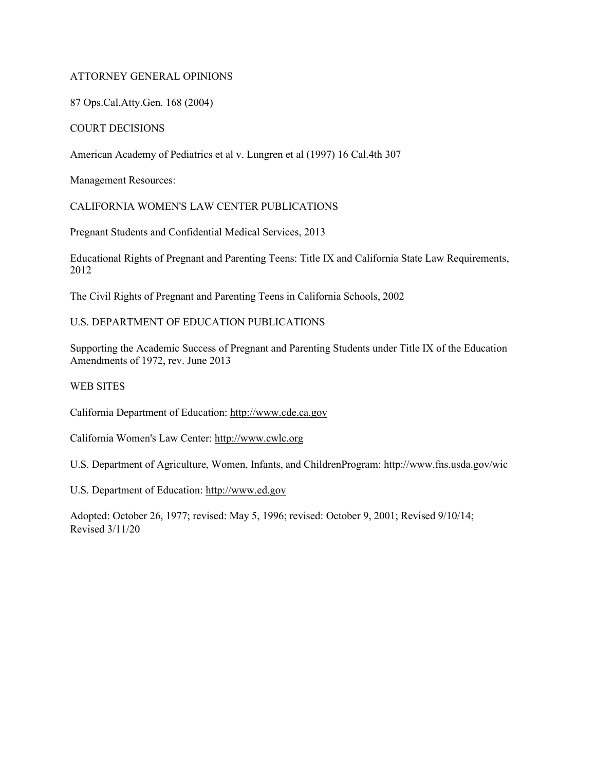ATTORNEY GENERAL OPINIONS

87 Ops.Cal.Atty.Gen. 168 (2004)

COURT DECISIONS

American Academy of Pediatrics et al v. Lungren et al (1997) 16 Cal.4th 307

Management Resources:

CALIFORNIA WOMEN'S LAW CENTER PUBLICATIONS

Pregnant Students and Confidential Medical Services, 2013

Educational Rights of Pregnant and Parenting Teens: Title IX and California State Law Requirements, 2012

The Civil Rights of Pregnant and Parenting Teens in California Schools, 2002

U.S. DEPARTMENT OF EDUCATION PUBLICATIONS

Supporting the Academic Success of Pregnant and Parenting Students under Title IX of the Education Amendments of 1972, rev. June 2013

WEB SITES

California Department of Education: http://www.cde.ca.gov

California Women's Law Center: http://www.cwlc.org

U.S. Department of Agriculture, Women, Infants, and ChildrenProgram: http://www.fns.usda.gov/wic

U.S. Department of Education: http://www.ed.gov

Adopted: October 26, 1977; revised: May 5, 1996; revised: October 9, 2001; Revised 9/10/14; Revised 3/11/20